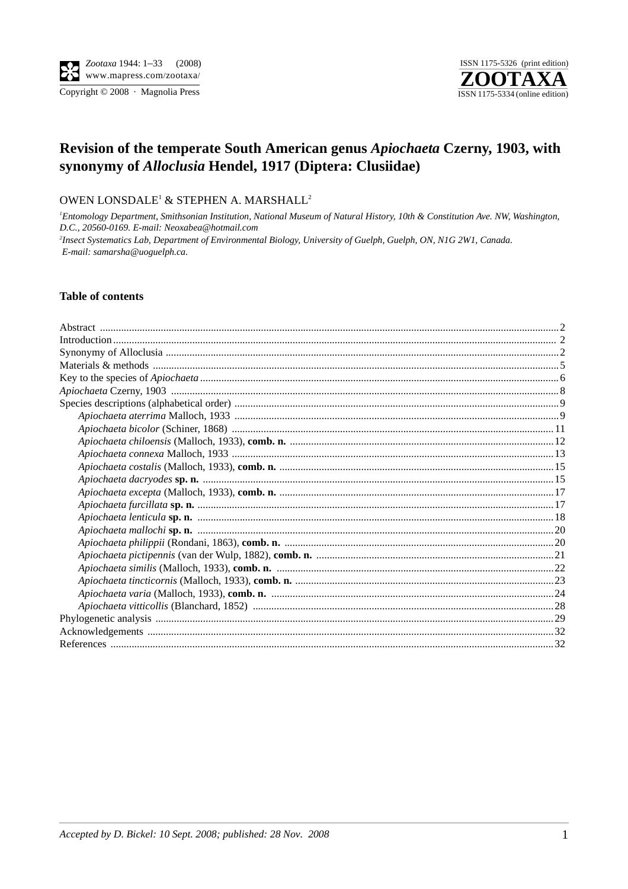# Revision of the temperate South American genus *Apiochaeta* Czerny, 1903, with synonymy of *Alloclusia* Hendel, 1917 (Diptera: Clusiidae)

OWEN LONSDALE[1] & STEPHEN A. MARSHALL[2]

[1]*Entomology Department, Smithsonian Institution, National Museum of Natural History, 10th & Constitution Ave. NW, Washington, D.C., 20560-0169. E-mail: Neoxabea@hotmail.com*

[2]*Insect Systematics Lab, Department of Environmental Biology, University of Guelph, Guelph, ON, N1G 2W1, Canada. E-mail: samarsha@uoguelph.ca.*

## Table of contents

- Abstract .......... 2
- Introduction .......... 2
- Synonymy of Alloclusia .......... 2
- Materials & methods .......... 5
- Key to the species of *Apiochaeta* .......... 6
- *Apiochaeta* Czerny, 1903 .......... 8
- Species descriptions (alphabetical order) .......... 9
  - *Apiochaeta aterrima* Malloch, 1933 .......... 9
  - *Apiochaeta bicolor* (Schiner, 1868) .......... 11
  - *Apiochaeta chiloensis* (Malloch, 1933), **comb. n.** .......... 12
  - *Apiochaeta connexa* Malloch, 1933 .......... 13
  - *Apiochaeta costalis* (Malloch, 1933), **comb. n.** .......... 15
  - *Apiochaeta dacryodes* **sp. n.** .......... 15
  - *Apiochaeta excepta* (Malloch, 1933), **comb. n.** .......... 17
  - *Apiochaeta furcillata* **sp. n.** .......... 17
  - *Apiochaeta lenticula* **sp. n.** .......... 18
  - *Apiochaeta mallochi* **sp. n.** .......... 20
  - *Apiochaeta philippii* (Rondani, 1863), **comb. n.** .......... 20
  - *Apiochaeta pictipennis* (van der Wulp, 1882), **comb. n.** .......... 21
  - *Apiochaeta similis* (Malloch, 1933), **comb. n.** .......... 22
  - *Apiochaeta tincticornis* (Malloch, 1933), **comb. n.** .......... 23
  - *Apiochaeta varia* (Malloch, 1933), **comb. n.** .......... 24
  - *Apiochaeta vitticollis* (Blanchard, 1852) .......... 28
- Phylogenetic analysis .......... 29
- Acknowledgements .......... 32
- References .......... 32

*Accepted by D. Bickel: 10 Sept. 2008; published: 28 Nov. 2008*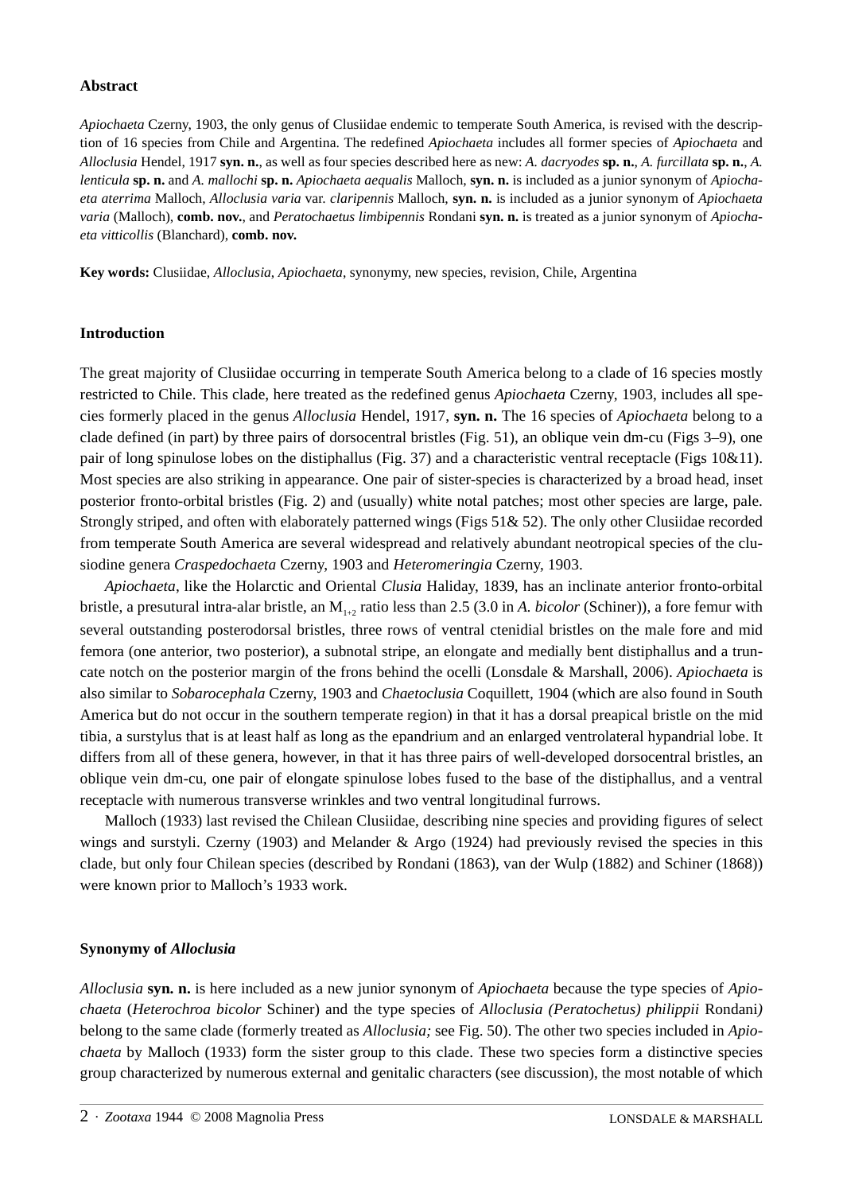**Abstract**

*Apiochaeta* Czerny, 1903, the only genus of Clusiidae endemic to temperate South America, is revised with the description of 16 species from Chile and Argentina. The redefined *Apiochaeta* includes all former species of *Apiochaeta* and *Alloclusia* Hendel, 1917 **syn. n.**, as well as four species described here as new: *A. dacryodes* **sp. n.**, *A. furcillata* **sp. n.**, *A. lenticula* **sp. n.** and *A. mallochi* **sp. n.** *Apiochaeta aequalis* Malloch, **syn. n.** is included as a junior synonym of *Apiochaeta aterrima* Malloch, *Alloclusia varia* var. *claripennis* Malloch, **syn. n.** is included as a junior synonym of *Apiochaeta varia* (Malloch), **comb. nov.**, and *Peratochaetus limbipennis* Rondani **syn. n.** is treated as a junior synonym of *Apiochaeta vitticollis* (Blanchard), **comb. nov.**

**Key words:** Clusiidae, *Alloclusia*, *Apiochaeta*, synonymy, new species, revision, Chile, Argentina

## Introduction

The great majority of Clusiidae occurring in temperate South America belong to a clade of 16 species mostly restricted to Chile. This clade, here treated as the redefined genus *Apiochaeta* Czerny, 1903, includes all species formerly placed in the genus *Alloclusia* Hendel, 1917, **syn. n.** The 16 species of *Apiochaeta* belong to a clade defined (in part) by three pairs of dorsocentral bristles (Fig. 51), an oblique vein dm-cu (Figs 3–9), one pair of long spinulose lobes on the distiphallus (Fig. 37) and a characteristic ventral receptacle (Figs 10&11). Most species are also striking in appearance. One pair of sister-species is characterized by a broad head, inset posterior fronto-orbital bristles (Fig. 2) and (usually) white notal patches; most other species are large, pale. Strongly striped, and often with elaborately patterned wings (Figs 51& 52). The only other Clusiidae recorded from temperate South America are several widespread and relatively abundant neotropical species of the clusiodine genera *Craspedochaeta* Czerny, 1903 and *Heteromeringia* Czerny, 1903.

*Apiochaeta*, like the Holarctic and Oriental *Clusia* Haliday, 1839, has an inclinate anterior fronto-orbital bristle, a presutural intra-alar bristle, an $M_{1+2}$ ratio less than 2.5 (3.0 in *A. bicolor* (Schiner)), a fore femur with several outstanding posterodorsal bristles, three rows of ventral ctenidial bristles on the male fore and mid femora (one anterior, two posterior), a subnotal stripe, an elongate and medially bent distiphallus and a truncate notch on the posterior margin of the frons behind the ocelli (Lonsdale & Marshall, 2006). *Apiochaeta* is also similar to *Sobarocephala* Czerny, 1903 and *Chaetoclusia* Coquillett, 1904 (which are also found in South America but do not occur in the southern temperate region) in that it has a dorsal preapical bristle on the mid tibia, a surstylus that is at least half as long as the epandrium and an enlarged ventrolateral hypandrial lobe. It differs from all of these genera, however, in that it has three pairs of well-developed dorsocentral bristles, an oblique vein dm-cu, one pair of elongate spinulose lobes fused to the base of the distiphallus, and a ventral receptacle with numerous transverse wrinkles and two ventral longitudinal furrows.

Malloch (1933) last revised the Chilean Clusiidae, describing nine species and providing figures of select wings and surstyli. Czerny (1903) and Melander & Argo (1924) had previously revised the species in this clade, but only four Chilean species (described by Rondani (1863), van der Wulp (1882) and Schiner (1868)) were known prior to Malloch's 1933 work.

## Synonymy of *Alloclusia*

*Alloclusia* **syn. n.** is here included as a new junior synonym of *Apiochaeta* because the type species of *Apiochaeta* (*Heterochroa bicolor* Schiner) and the type species of *Alloclusia (Peratochetus) philippii* Rondani*)* belong to the same clade (formerly treated as *Alloclusia;* see Fig. 50). The other two species included in *Apiochaeta* by Malloch (1933) form the sister group to this clade. These two species form a distinctive species group characterized by numerous external and genitalic characters (see discussion), the most notable of which